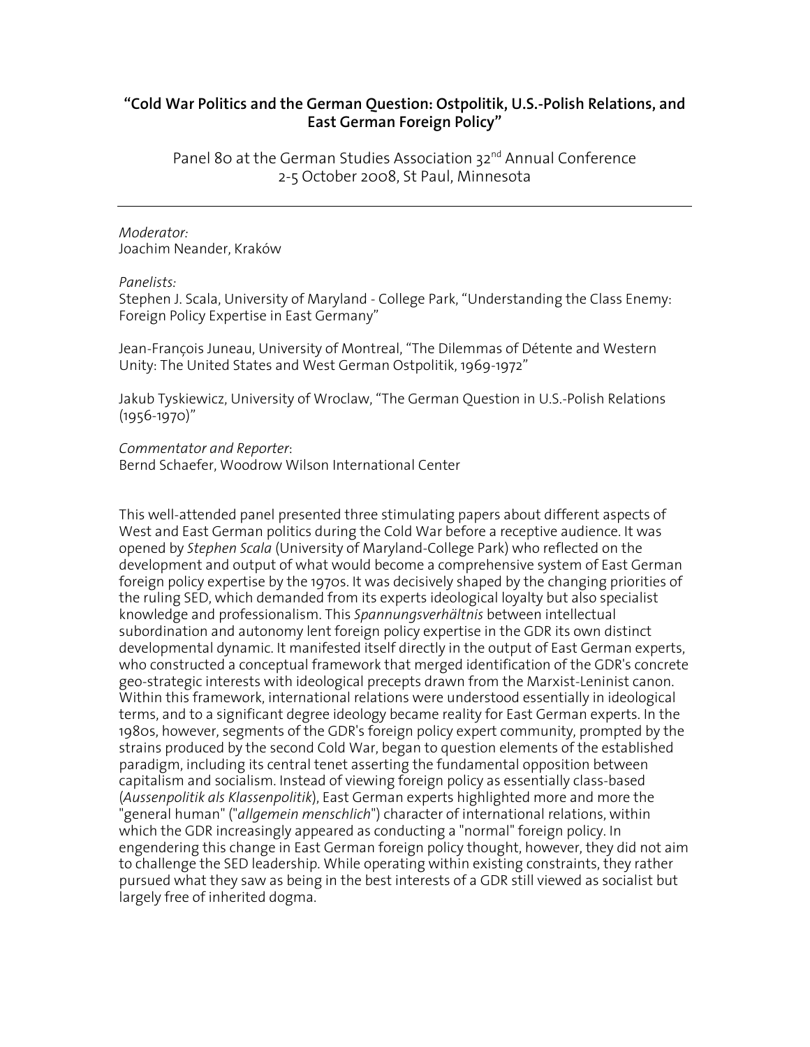**"Cold War Politics and the German Question: Ostpolitik, U.S.-Polish Relations, and East German Foreign Policy"**

Panel 80 at the German Studies Association 32nd Annual Conference
2-5 October 2008, St Paul, Minnesota

---

*Moderator:*
Joachim Neander, Kraków

*Panelists:*
Stephen J. Scala, University of Maryland - College Park, "Understanding the Class Enemy: Foreign Policy Expertise in East Germany"

Jean-François Juneau, University of Montreal, "The Dilemmas of Détente and Western Unity: The United States and West German Ostpolitik, 1969-1972"

Jakub Tyskiewicz, University of Wroclaw, "The German Question in U.S.-Polish Relations (1956-1970)"

*Commentator and Reporter*:
Bernd Schaefer, Woodrow Wilson International Center

This well-attended panel presented three stimulating papers about different aspects of West and East German politics during the Cold War before a receptive audience. It was opened by *Stephen Scala* (University of Maryland-College Park) who reflected on the development and output of what would become a comprehensive system of East German foreign policy expertise by the 1970s. It was decisively shaped by the changing priorities of the ruling SED, which demanded from its experts ideological loyalty but also specialist knowledge and professionalism. This *Spannungsverhältnis* between intellectual subordination and autonomy lent foreign policy expertise in the GDR its own distinct developmental dynamic. It manifested itself directly in the output of East German experts, who constructed a conceptual framework that merged identification of the GDR's concrete geo-strategic interests with ideological precepts drawn from the Marxist-Leninist canon. Within this framework, international relations were understood essentially in ideological terms, and to a significant degree ideology became reality for East German experts. In the 1980s, however, segments of the GDR's foreign policy expert community, prompted by the strains produced by the second Cold War, began to question elements of the established paradigm, including its central tenet asserting the fundamental opposition between capitalism and socialism. Instead of viewing foreign policy as essentially class-based (*Aussenpolitik als Klassenpolitik*), East German experts highlighted more and more the "general human" ("*allgemein menschlich*") character of international relations, within which the GDR increasingly appeared as conducting a "normal" foreign policy. In engendering this change in East German foreign policy thought, however, they did not aim to challenge the SED leadership. While operating within existing constraints, they rather pursued what they saw as being in the best interests of a GDR still viewed as socialist but largely free of inherited dogma.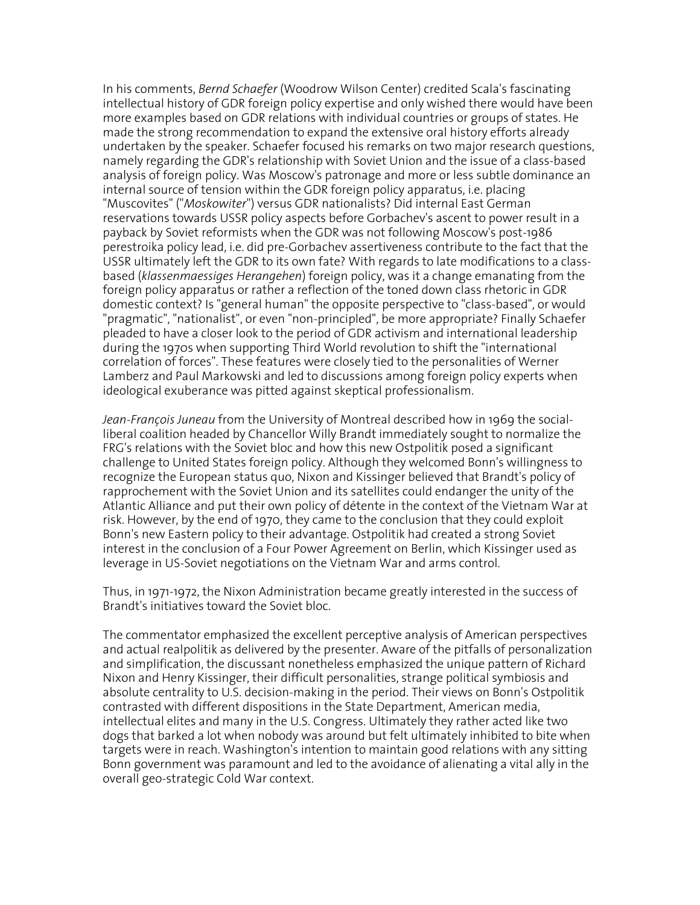In his comments, *Bernd Schaefer* (Woodrow Wilson Center) credited Scala's fascinating intellectual history of GDR foreign policy expertise and only wished there would have been more examples based on GDR relations with individual countries or groups of states. He made the strong recommendation to expand the extensive oral history efforts already undertaken by the speaker. Schaefer focused his remarks on two major research questions, namely regarding the GDR's relationship with Soviet Union and the issue of a class-based analysis of foreign policy. Was Moscow's patronage and more or less subtle dominance an internal source of tension within the GDR foreign policy apparatus, i.e. placing "Muscovites" ("*Moskowiter*") versus GDR nationalists? Did internal East German reservations towards USSR policy aspects before Gorbachev's ascent to power result in a payback by Soviet reformists when the GDR was not following Moscow's post-1986 perestroika policy lead, i.e. did pre-Gorbachev assertiveness contribute to the fact that the USSR ultimately left the GDR to its own fate? With regards to late modifications to a class-based (*klassenmaessiges Herangehen*) foreign policy, was it a change emanating from the foreign policy apparatus or rather a reflection of the toned down class rhetoric in GDR domestic context? Is "general human" the opposite perspective to "class-based", or would "pragmatic", "nationalist", or even "non-principled", be more appropriate? Finally Schaefer pleaded to have a closer look to the period of GDR activism and international leadership during the 1970s when supporting Third World revolution to shift the "international correlation of forces". These features were closely tied to the personalities of Werner Lamberz and Paul Markowski and led to discussions among foreign policy experts when ideological exuberance was pitted against skeptical professionalism.

*Jean-François Juneau* from the University of Montreal described how in 1969 the social-liberal coalition headed by Chancellor Willy Brandt immediately sought to normalize the FRG's relations with the Soviet bloc and how this new Ostpolitik posed a significant challenge to United States foreign policy. Although they welcomed Bonn's willingness to recognize the European status quo, Nixon and Kissinger believed that Brandt's policy of rapprochement with the Soviet Union and its satellites could endanger the unity of the Atlantic Alliance and put their own policy of détente in the context of the Vietnam War at risk. However, by the end of 1970, they came to the conclusion that they could exploit Bonn's new Eastern policy to their advantage. Ostpolitik had created a strong Soviet interest in the conclusion of a Four Power Agreement on Berlin, which Kissinger used as leverage in US-Soviet negotiations on the Vietnam War and arms control.

Thus, in 1971-1972, the Nixon Administration became greatly interested in the success of Brandt's initiatives toward the Soviet bloc.

The commentator emphasized the excellent perceptive analysis of American perspectives and actual realpolitik as delivered by the presenter. Aware of the pitfalls of personalization and simplification, the discussant nonetheless emphasized the unique pattern of Richard Nixon and Henry Kissinger, their difficult personalities, strange political symbiosis and absolute centrality to U.S. decision-making in the period. Their views on Bonn's Ostpolitik contrasted with different dispositions in the State Department, American media, intellectual elites and many in the U.S. Congress. Ultimately they rather acted like two dogs that barked a lot when nobody was around but felt ultimately inhibited to bite when targets were in reach. Washington's intention to maintain good relations with any sitting Bonn government was paramount and led to the avoidance of alienating a vital ally in the overall geo-strategic Cold War context.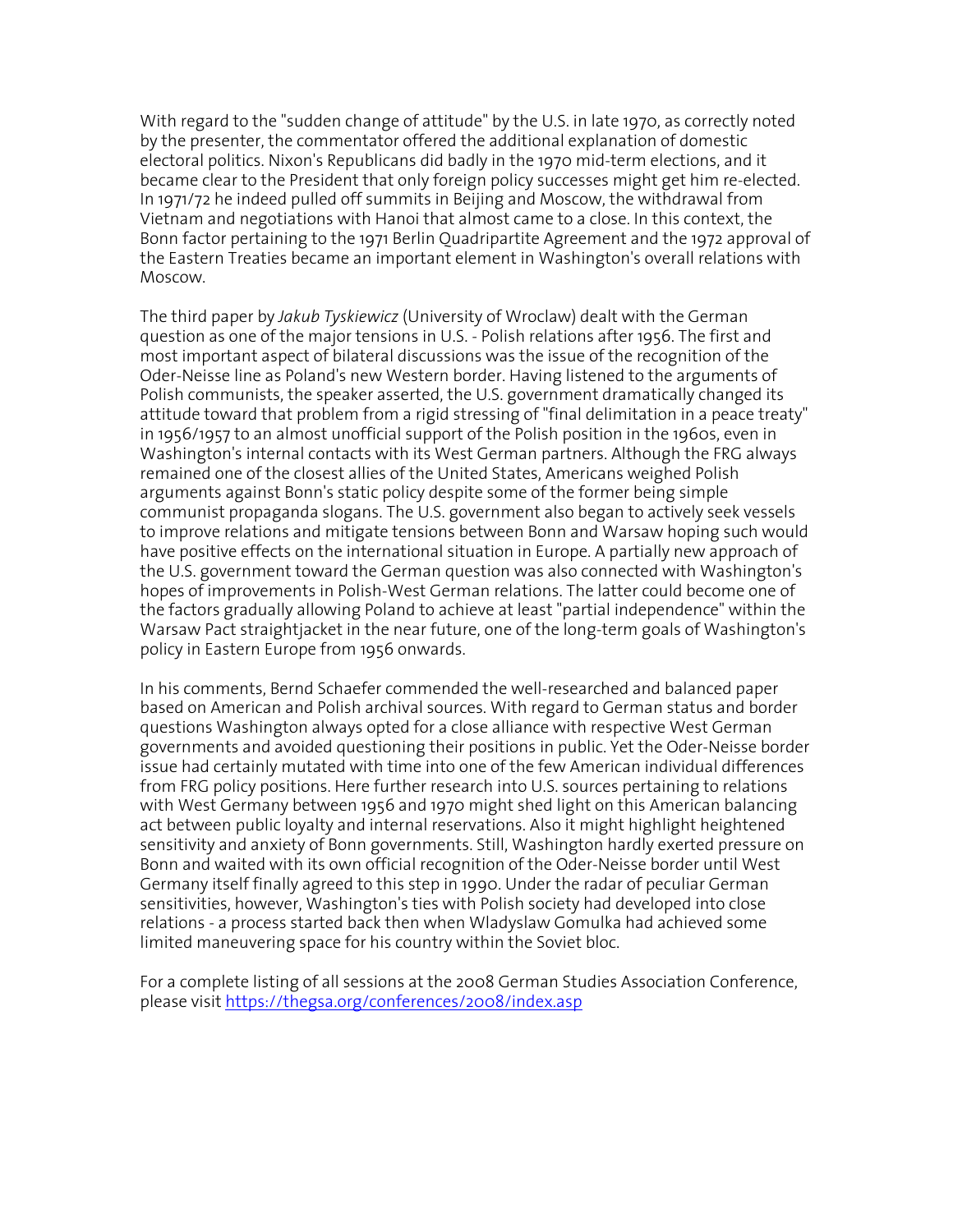With regard to the "sudden change of attitude" by the U.S. in late 1970, as correctly noted by the presenter, the commentator offered the additional explanation of domestic electoral politics. Nixon's Republicans did badly in the 1970 mid-term elections, and it became clear to the President that only foreign policy successes might get him re-elected. In 1971/72 he indeed pulled off summits in Beijing and Moscow, the withdrawal from Vietnam and negotiations with Hanoi that almost came to a close. In this context, the Bonn factor pertaining to the 1971 Berlin Quadripartite Agreement and the 1972 approval of the Eastern Treaties became an important element in Washington's overall relations with Moscow.

The third paper by *Jakub Tyskiewicz* (University of Wroclaw) dealt with the German question as one of the major tensions in U.S. - Polish relations after 1956. The first and most important aspect of bilateral discussions was the issue of the recognition of the Oder-Neisse line as Poland's new Western border. Having listened to the arguments of Polish communists, the speaker asserted, the U.S. government dramatically changed its attitude toward that problem from a rigid stressing of "final delimitation in a peace treaty" in 1956/1957 to an almost unofficial support of the Polish position in the 1960s, even in Washington's internal contacts with its West German partners. Although the FRG always remained one of the closest allies of the United States, Americans weighed Polish arguments against Bonn's static policy despite some of the former being simple communist propaganda slogans. The U.S. government also began to actively seek vessels to improve relations and mitigate tensions between Bonn and Warsaw hoping such would have positive effects on the international situation in Europe. A partially new approach of the U.S. government toward the German question was also connected with Washington's hopes of improvements in Polish-West German relations. The latter could become one of the factors gradually allowing Poland to achieve at least "partial independence" within the Warsaw Pact straightjacket in the near future, one of the long-term goals of Washington's policy in Eastern Europe from 1956 onwards.

In his comments, Bernd Schaefer commended the well-researched and balanced paper based on American and Polish archival sources. With regard to German status and border questions Washington always opted for a close alliance with respective West German governments and avoided questioning their positions in public. Yet the Oder-Neisse border issue had certainly mutated with time into one of the few American individual differences from FRG policy positions. Here further research into U.S. sources pertaining to relations with West Germany between 1956 and 1970 might shed light on this American balancing act between public loyalty and internal reservations. Also it might highlight heightened sensitivity and anxiety of Bonn governments. Still, Washington hardly exerted pressure on Bonn and waited with its own official recognition of the Oder-Neisse border until West Germany itself finally agreed to this step in 1990. Under the radar of peculiar German sensitivities, however, Washington's ties with Polish society had developed into close relations - a process started back then when Wladyslaw Gomulka had achieved some limited maneuvering space for his country within the Soviet bloc.

For a complete listing of all sessions at the 2008 German Studies Association Conference, please visit https://thegsa.org/conferences/2008/index.asp